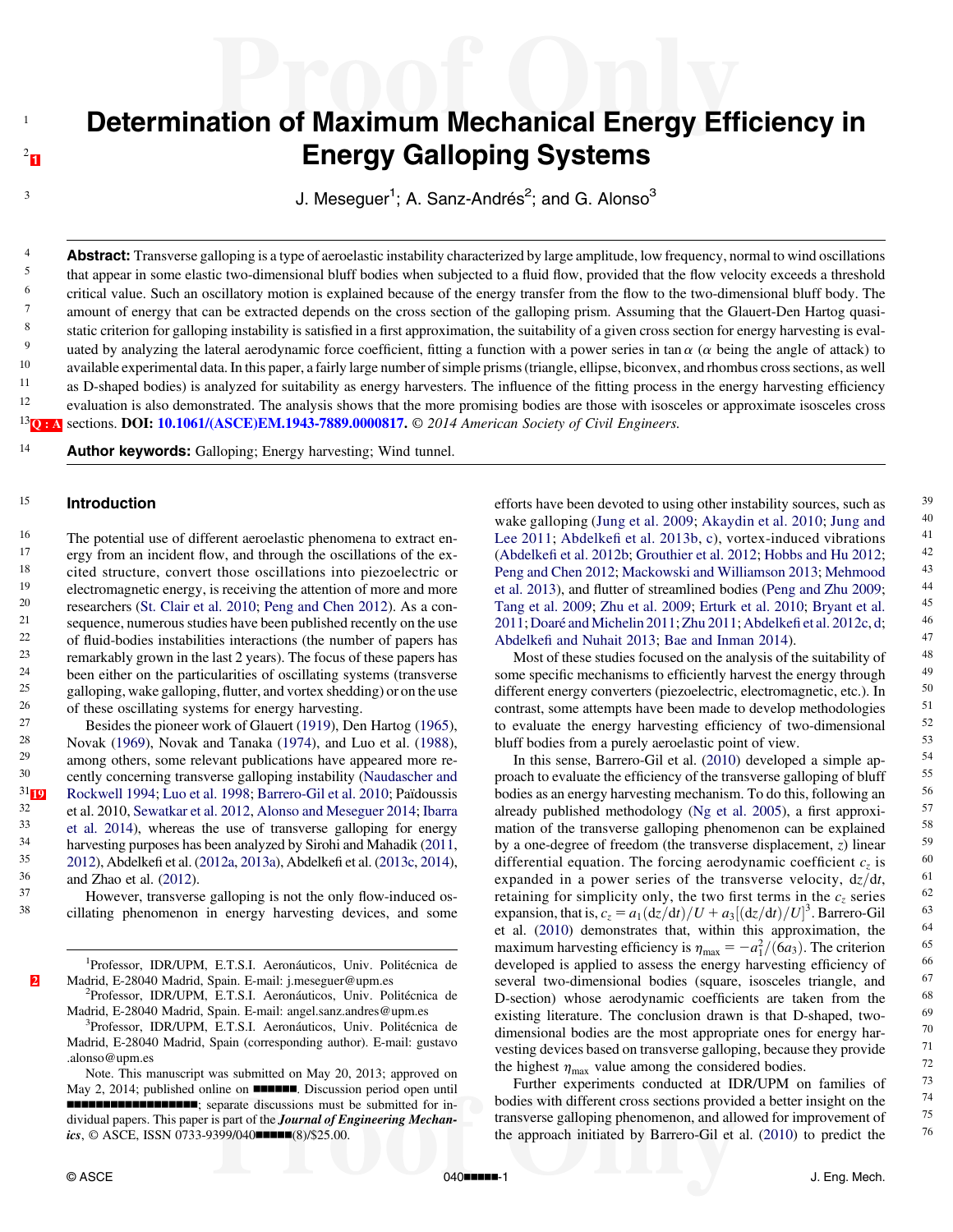# Determination of Maximum Mechanical Energy Efficiency in Energy Galloping Systems

J. Meseguer[1]; A. Sanz-Andrés[2]; and G. Alonso[3]

**Abstract:** Transverse galloping is a type of aeroelastic instability characterized by large amplitude, low frequency, normal to wind oscillations that appear in some elastic two-dimensional bluff bodies when subjected to a fluid flow, provided that the flow velocity exceeds a threshold critical value. Such an oscillatory motion is explained because of the energy transfer from the flow to the two-dimensional bluff body. The amount of energy that can be extracted depends on the cross section of the galloping prism. Assuming that the Glauert-Den Hartog quasi-static criterion for galloping instability is satisfied in a first approximation, the suitability of a given cross section for energy harvesting is evaluated by analyzing the lateral aerodynamic force coefficient, fitting a function with a power series in $\tan\alpha$ ($\alpha$ being the angle of attack) to available experimental data. In this paper, a fairly large number of simple prisms (triangle, ellipse, biconvex, and rhombus cross sections, as well as D-shaped bodies) is analyzed for suitability as energy harvesters. The influence of the fitting process in the energy harvesting efficiency evaluation is also demonstrated. The analysis shows that the more promising bodies are those with isosceles or approximate isosceles cross sections. **DOI: 10.1061/(ASCE)EM.1943-7889.0000817.** *© 2014 American Society of Civil Engineers.*

**Author keywords:** Galloping; Energy harvesting; Wind tunnel.

## Introduction

The potential use of different aeroelastic phenomena to extract energy from an incident flow, and through the oscillations of the excited structure, convert those oscillations into piezoelectric or electromagnetic energy, is receiving the attention of more and more researchers (St. Clair et al. 2010; Peng and Chen 2012). As a consequence, numerous studies have been published recently on the use of fluid-bodies instabilities interactions (the number of papers has remarkably grown in the last 2 years). The focus of these papers has been either on the particularities of oscillating systems (transverse galloping, wake galloping, flutter, and vortex shedding) or on the use of these oscillating systems for energy harvesting.

Besides the pioneer work of Glauert (1919), Den Hartog (1965), Novak (1969), Novak and Tanaka (1974), and Luo et al. (1988), among others, some relevant publications have appeared more recently concerning transverse galloping instability (Naudascher and Rockwell 1994; Luo et al. 1998; Barrero-Gil et al. 2010; Païdoussis et al. 2010, Sewatkar et al. 2012, Alonso and Meseguer 2014; Ibarra et al. 2014), whereas the use of transverse galloping for energy harvesting purposes has been analyzed by Sirohi and Mahadik (2011, 2012), Abdelkefi et al. (2012a, 2013a), Abdelkefi et al. (2013c, 2014), and Zhao et al. (2012).

However, transverse galloping is not the only flow-induced oscillating phenomenon in energy harvesting devices, and some efforts have been devoted to using other instability sources, such as wake galloping (Jung et al. 2009; Akaydin et al. 2010; Jung and Lee 2011; Abdelkefi et al. 2013b, c), vortex-induced vibrations (Abdelkefi et al. 2012b; Grouthier et al. 2012; Hobbs and Hu 2012; Peng and Chen 2012; Mackowski and Williamson 2013; Mehmood et al. 2013), and flutter of streamlined bodies (Peng and Zhu 2009; Tang et al. 2009; Zhu et al. 2009; Erturk et al. 2010; Bryant et al. 2011; Doaré and Michelin 2011; Zhu 2011; Abdelkefi et al. 2012c, d; Abdelkefi and Nuhait 2013; Bae and Inman 2014).

Most of these studies focused on the analysis of the suitability of some specific mechanisms to efficiently harvest the energy through different energy converters (piezoelectric, electromagnetic, etc.). In contrast, some attempts have been made to develop methodologies to evaluate the energy harvesting efficiency of two-dimensional bluff bodies from a purely aeroelastic point of view.

In this sense, Barrero-Gil et al. (2010) developed a simple approach to evaluate the efficiency of the transverse galloping of bluff bodies as an energy harvesting mechanism. To do this, following an already published methodology (Ng et al. 2005), a first approximation of the transverse galloping phenomenon can be explained by a one-degree of freedom (the transverse displacement, $z$) linear differential equation. The forcing aerodynamic coefficient $c_z$ is expanded in a power series in the transverse velocity, $dz/dt$, retaining for simplicity only, the two first terms in the $c_z$ series expansion, that is, $c_z = a_1(dz/dt)/U + a_3[(dz/dt)/U]^3$. Barrero-Gil et al. (2010) demonstrates that, within this approximation, the maximum harvesting efficiency is $\eta_{\max} = -a_1^2/(6a_3)$. The criterion developed is applied to assess the energy harvesting efficiency of several two-dimensional bodies (square, isosceles triangle, and D-section) whose aerodynamic coefficients are taken from the existing literature. The conclusion drawn is that D-shaped, two-dimensional bodies are the most appropriate ones for energy harvesting devices based on transverse galloping, because they provide the highest $\eta_{\max}$ value among the considered bodies.

Further experiments conducted at IDR/UPM on families of bodies with different cross sections provided a better insight on the transverse galloping phenomenon, and allowed for improvement of the approach initiated by Barrero-Gil et al. (2010) to predict the

---

[1]Professor, IDR/UPM, E.T.S.I. Aeronáuticos, Univ. Politécnica de Madrid, E-28040 Madrid, Spain. E-mail: j.meseguer@upm.es

[2]Professor, IDR/UPM, E.T.S.I. Aeronáuticos, Univ. Politécnica de Madrid, E-28040 Madrid, Spain. E-mail: angel.sanz.andres@upm.es

[3]Professor, IDR/UPM, E.T.S.I. Aeronáuticos, Univ. Politécnica de Madrid, E-28040 Madrid, Spain (corresponding author). E-mail: gustavo.alonso@upm.es

Note. This manuscript was submitted on May 20, 2013; approved on May 2, 2014; published online on ■■■■■■. Discussion period open until ■■■■■■■■■■■■■■■■■; separate discussions must be submitted for individual papers. This paper is part of the *Journal of Engineering Mechanics*, © ASCE, ISSN 0733-9399/040■■■■■(8)/$25.00.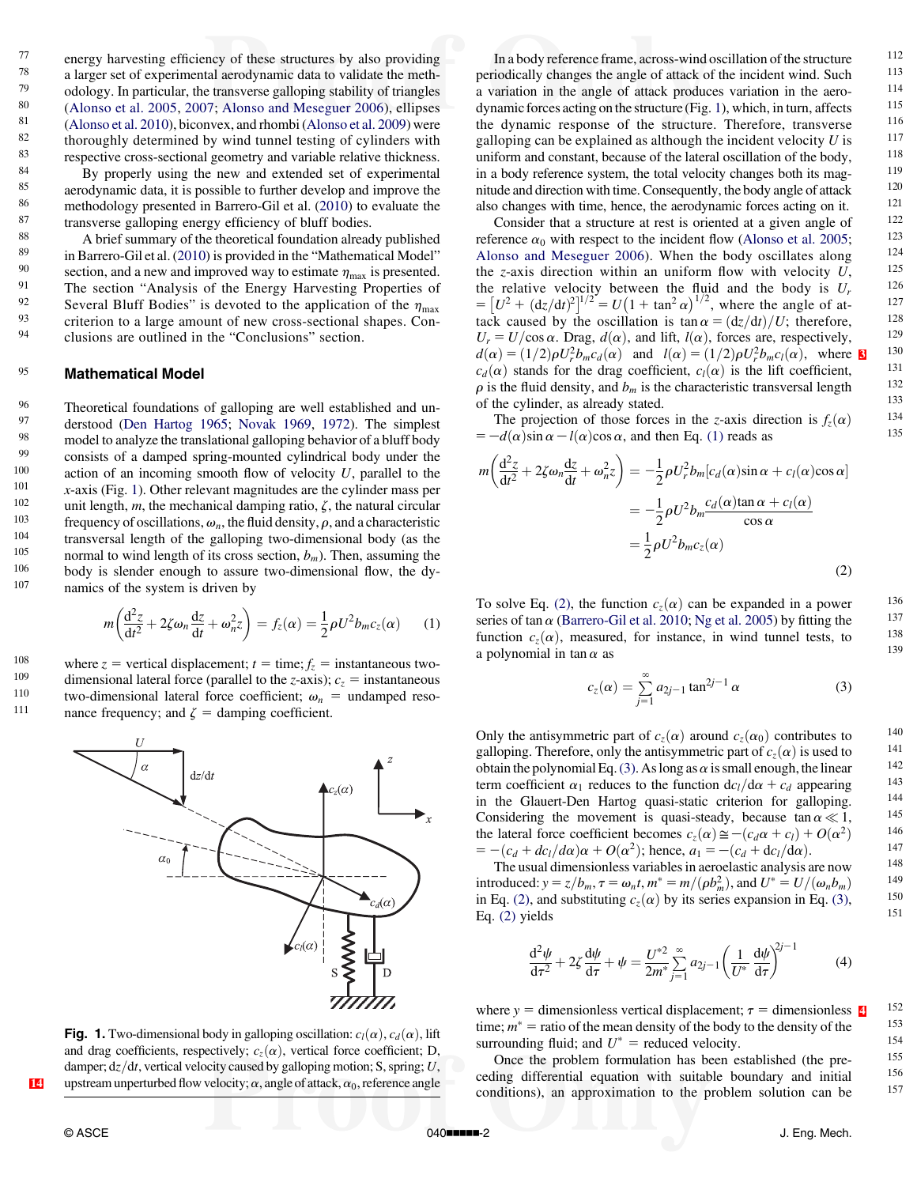energy harvesting efficiency of these structures by also providing a larger set of experimental aerodynamic data to validate the methodology. In particular, the transverse galloping stability of triangles (Alonso et al. 2005, 2007; Alonso and Meseguer 2006), ellipses (Alonso et al. 2010), biconvex, and rhombi (Alonso et al. 2009) were thoroughly determined by wind tunnel testing of cylinders with respective cross-sectional geometry and variable relative thickness.

By properly using the new and extended set of experimental aerodynamic data, it is possible to further develop and improve the methodology presented in Barrero-Gil et al. (2010) to evaluate the transverse galloping energy efficiency of bluff bodies.

A brief summary of the theoretical foundation already published in Barrero-Gil et al. (2010) is provided in the "Mathematical Model" section, and a new and improved way to estimate $\eta_{\max}$ is presented. The section "Analysis of the Energy Harvesting Properties of Several Bluff Bodies" is devoted to the application of the $\eta_{\max}$ criterion to a large amount of new cross-sectional shapes. Conclusions are outlined in the "Conclusions" section.

## Mathematical Model

Theoretical foundations of galloping are well established and understood (Den Hartog 1965; Novak 1969, 1972). The simplest model to analyze the translational galloping behavior of a bluff body consists of a damped spring-mounted cylindrical body under the action of an incoming smooth flow of velocity $U$, parallel to the $x$-axis (Fig. 1). Other relevant magnitudes are the cylinder mass per unit length, $m$, the mechanical damping ratio, $\zeta$, the natural circular frequency of oscillations, $\omega_n$, the fluid density, $\rho$, and a characteristic transversal length of the galloping two-dimensional body (as the normal to wind length of its cross section, $b_m$). Then, assuming the body is slender enough to assure two-dimensional flow, the dynamics of the system is driven by

$$m\left(\frac{d^2z}{dt^2}+2\zeta\omega_n\frac{dz}{dt}+\omega_n^2 z\right)=f_z(\alpha)=\frac{1}{2}\rho U^2 b_m c_z(\alpha) \quad (1)$$

where $z$ = vertical displacement; $t$ = time; $f_z$ = instantaneous two-dimensional lateral force (parallel to the $z$-axis); $c_z$ = instantaneous two-dimensional lateral force coefficient; $\omega_n$ = undamped resonance frequency; and $\zeta$ = damping coefficient.

**Fig. 1.** Two-dimensional body in galloping oscillation: $c_l(\alpha)$, $c_d(\alpha)$, lift and drag coefficients, respectively; $c_z(\alpha)$, vertical force coefficient; D, damper; $dz/dt$, vertical velocity caused by galloping motion; S, spring; $U$, upstream unperturbed flow velocity; $\alpha$, angle of attack, $\alpha_0$, reference angle

In a body reference frame, across-wind oscillation of the structure periodically changes the angle of attack of the incident wind. Such a variation in the angle of attack produces variation in the aerodynamic forces acting on the structure (Fig. 1), which, in turn, affects the dynamic response of the structure. Therefore, transverse galloping can be explained as although the incident velocity $U$ is uniform and constant, because of the lateral oscillation of the body, in a body reference system, the total velocity changes both its magnitude and direction with time. Consequently, the body angle of attack also changes with time, hence, the aerodynamic forces acting on it.

Consider that a structure at rest is oriented at a given angle of reference $\alpha_0$ with respect to the incident flow (Alonso et al. 2005; Alonso and Meseguer 2006). When the body oscillates along the $z$-axis direction within an uniform flow with velocity $U$, the relative velocity between the fluid and the body is $U_r = \left[U^2+(dz/dt)^2\right]^{1/2} = U\left(1+\tan^2\alpha\right)^{1/2}$, where the angle of attack caused by the oscillation is $\tan\alpha = (dz/dt)/U$; therefore, $U_r = U/\cos\alpha$. Drag, $d(\alpha)$, and lift, $l(\alpha)$, forces are, respectively, $d(\alpha) = (1/2)\rho U_r^2 b_m c_d(\alpha)$ and $l(\alpha) = (1/2)\rho U_r^2 b_m c_l(\alpha)$, where $c_d(\alpha)$ stands for the drag coefficient, $c_l(\alpha)$ is the lift coefficient, $\rho$ is the fluid density, and $b_m$ is the characteristic transversal length of the cylinder, as already stated.

The projection of those forces in the $z$-axis direction is $f_z(\alpha) = -d(\alpha)\sin\alpha - l(\alpha)\cos\alpha$, and then Eq. (1) reads as

$$\begin{aligned} m\left(\frac{d^2z}{dt^2}+2\zeta\omega_n\frac{dz}{dt}+\omega_n^2 z\right) &= -\frac{1}{2}\rho U_r^2 b_m[c_d(\alpha)\sin\alpha + c_l(\alpha)\cos\alpha] \\ &= -\frac{1}{2}\rho U^2 b_m\frac{c_d(\alpha)\tan\alpha + c_l(\alpha)}{\cos\alpha} \\ &= \frac{1}{2}\rho U^2 b_m c_z(\alpha) \end{aligned} \quad (2)$$

To solve Eq. (2), the function $c_z(\alpha)$ can be expanded in a power series of $\tan\alpha$ (Barrero-Gil et al. 2010; Ng et al. 2005) by fitting the function $c_z(\alpha)$, measured, for instance, in wind tunnel tests, to a polynomial in $\tan\alpha$ as

$$c_z(\alpha) = \sum_{j=1}^{\infty} a_{2j-1}\tan^{2j-1}\alpha \quad (3)$$

Only the antisymmetric part of $c_z(\alpha)$ around $c_z(\alpha_0)$ contributes to galloping. Therefore, only the antisymmetric part of $c_z(\alpha)$ is used to obtain the polynomial Eq. (3). As long as $\alpha$ is small enough, the linear term coefficient $\alpha_1$ reduces to the function $dc_l/d\alpha + c_d$ appearing in the Glauert-Den Hartog quasi-static criterion for galloping. Considering the movement is quasi-steady, because $\tan\alpha \ll 1$, the lateral force coefficient becomes $c_z(\alpha) \cong -(c_d\alpha + c_l) + O(\alpha^2) = -(c_d + dc_l/d\alpha)\alpha + O(\alpha^2)$; hence, $a_1 = -(c_d + dc_l/d\alpha)$.

The usual dimensionless variables in aeroelastic analysis are now introduced: $y = z/b_m$, $\tau = \omega_n t$, $m^* = m/(\rho b_m^2)$, and $U^* = U/(\omega_n b_m)$ in Eq. (2), and substituting $c_z(\alpha)$ by its series expansion in Eq. (3), Eq. (2) yields

$$\frac{d^2\psi}{d\tau^2}+2\zeta\frac{d\psi}{d\tau}+\psi = \frac{U^{*2}}{2m^*}\sum_{j=1}^{\infty} a_{2j-1}\left(\frac{1}{U^*}\frac{d\psi}{d\tau}\right)^{2j-1} \quad (4)$$

where $y$ = dimensionless vertical displacement; $\tau$ = dimensionless time; $m^*$ = ratio of the mean density of the body to the density of the surrounding fluid; and $U^*$ = reduced velocity.

Once the problem formulation has been established (the preceding differential equation with suitable boundary and initial conditions), an approximation to the problem solution can be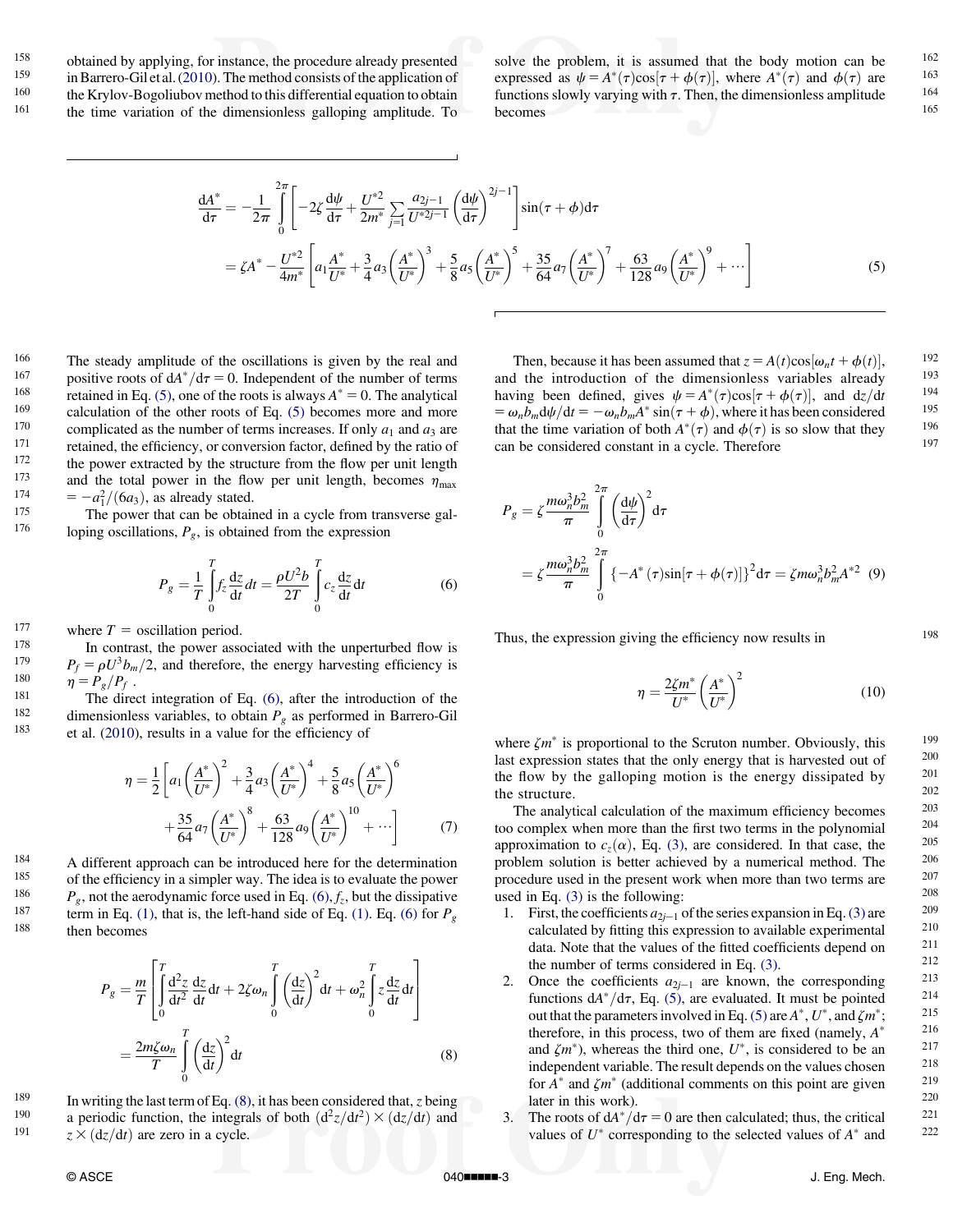obtained by applying, for instance, the procedure already presented in Barrero-Gil et al. (2010). The method consists of the application of the Krylov-Bogoliubov method to this differential equation to obtain the time variation of the dimensionless galloping amplitude. To solve the problem, it is assumed that the body motion can be expressed as $\psi = A^*(\tau)\cos[\tau + \phi(\tau)]$, where $A^*(\tau)$ and $\phi(\tau)$ are functions slowly varying with $\tau$. Then, the dimensionless amplitude becomes

$$\frac{dA^*}{d\tau} = -\frac{1}{2\pi}\int_0^{2\pi}\left[-2\zeta\frac{d\psi}{d\tau} + \frac{U^{*2}}{2m^*}\sum_{j=1}\frac{a_{2j-1}}{U^{*2j-1}}\left(\frac{d\psi}{d\tau}\right)^{2j-1}\right]\sin(\tau+\phi)d\tau$$
$$= \zeta A^* - \frac{U^{*2}}{4m^*}\left[a_1\frac{A^*}{U^*} + \frac{3}{4}a_3\left(\frac{A^*}{U^*}\right)^3 + \frac{5}{8}a_5\left(\frac{A^*}{U^*}\right)^5 + \frac{35}{64}a_7\left(\frac{A^*}{U^*}\right)^7 + \frac{63}{128}a_9\left(\frac{A^*}{U^*}\right)^9 + \cdots\right] \quad (5)$$

The steady amplitude of the oscillations is given by the real and positive roots of $dA^*/d\tau = 0$. Independent of the number of terms retained in Eq. (5), one of the roots is always $A^* = 0$. The analytical calculation of the other roots of Eq. (5) becomes more and more complicated as the number of terms increases. If only $a_1$ and $a_3$ are retained, the efficiency, or conversion factor, defined by the ratio of the power extracted by the structure from the flow per unit length and the total power in the flow per unit length, becomes $\eta_{max} = -a_1^2/(6a_3)$, as already stated.

The power that can be obtained in a cycle from transverse galloping oscillations, $P_g$, is obtained from the expression

$$P_g = \frac{1}{T}\int_0^T f_z\frac{dz}{dt}dt = \frac{\rho U^2 b}{2T}\int_0^T c_z\frac{dz}{dt}dt \quad (6)$$

where $T$ = oscillation period.

In contrast, the power associated with the unperturbed flow is $P_f = \rho U^3 b_m/2$, and therefore, the energy harvesting efficiency is $\eta = P_g/P_f$.

The direct integration of Eq. (6), after the introduction of the dimensionless variables, to obtain $P_g$ as performed in Barrero-Gil et al. (2010), results in a value for the efficiency of

$$\eta = \frac{1}{2}\left[a_1\left(\frac{A^*}{U^*}\right)^2 + \frac{3}{4}a_3\left(\frac{A^*}{U^*}\right)^4 + \frac{5}{8}a_5\left(\frac{A^*}{U^*}\right)^6 + \frac{35}{64}a_7\left(\frac{A^*}{U^*}\right)^8 + \frac{63}{128}a_9\left(\frac{A^*}{U^*}\right)^{10} + \cdots\right] \quad (7)$$

A different approach can be introduced here for the determination of the efficiency in a simpler way. The idea is to evaluate the power $P_g$, not the aerodynamic force used in Eq. (6), $f_z$, but the dissipative term in Eq. (1), that is, the left-hand side of Eq. (1). Eq. (6) for $P_g$ then becomes

$$P_g = \frac{m}{T}\left[\int_0^T\frac{d^2z}{dt^2}\frac{dz}{dt}dt + 2\zeta\omega_n\int_0^T\left(\frac{dz}{dt}\right)^2dt + \omega_n^2\int_0^T z\frac{dz}{dt}dt\right]$$
$$= \frac{2m\zeta\omega_n}{T}\int_0^T\left(\frac{dz}{dt}\right)^2dt \quad (8)$$

In writing the last term of Eq. (8), it has been considered that, $z$ being a periodic function, the integrals of both $(d^2z/dt^2)\times(dz/dt)$ and $z\times(dz/dt)$ are zero in a cycle.

Then, because it has been assumed that $z = A(t)\cos[\omega_n t + \phi(t)]$, and the introduction of the dimensionless variables already having been defined, gives $\psi = A^*(\tau)\cos[\tau + \phi(\tau)]$, and $dz/dt = \omega_n b_m d\psi/dt = -\omega_n b_m A^*\sin(\tau + \phi)$, where it has been considered that the time variation of both $A^*(\tau)$ and $\phi(\tau)$ is so slow that they can be considered constant in a cycle. Therefore

$$P_g = \zeta\frac{m\omega_n^3 b_m^2}{\pi}\int_0^{2\pi}\left(\frac{d\psi}{d\tau}\right)^2d\tau$$
$$= \zeta\frac{m\omega_n^3 b_m^2}{\pi}\int_0^{2\pi}\{-A^*(\tau)\sin[\tau+\phi(\tau)]\}^2d\tau = \zeta m\omega_n^3 b_m^2 A^{*2} \quad (9)$$

Thus, the expression giving the efficiency now results in

$$\eta = \frac{2\zeta m^*}{U^*}\left(\frac{A^*}{U^*}\right)^2 \quad (10)$$

where $\zeta m^*$ is proportional to the Scruton number. Obviously, this last expression states that the only energy that is harvested out of the flow by the galloping motion is the energy dissipated by the structure.

The analytical calculation of the maximum efficiency becomes too complex when more than the first two terms in the polynomial approximation to $c_z(\alpha)$, Eq. (3), are considered. In that case, the problem solution is better achieved by a numerical method. The procedure used in the present work when more than two terms are used in Eq. (3) is the following:

1. First, the coefficients $a_{2j-1}$ of the series expansion in Eq. (3) are calculated by fitting this expression to available experimental data. Note that the values of the fitted coefficients depend on the number of terms considered in Eq. (3).
2. Once the coefficients $a_{2j-1}$ are known, the corresponding functions $dA^*/d\tau$, Eq. (5), are evaluated. It must be pointed out that the parameters involved in Eq. (5) are $A^*$, $U^*$, and $\zeta m^*$; therefore, in this process, two of them are fixed (namely, $A^*$ and $\zeta m^*$), whereas the third one, $U^*$, is considered to be an independent variable. The result depends on the values chosen for $A^*$ and $\zeta m^*$ (additional comments on this point are given later in this work).
3. The roots of $dA^*/d\tau = 0$ are then calculated; thus, the critical values of $U^*$ corresponding to the selected values of $A^*$ and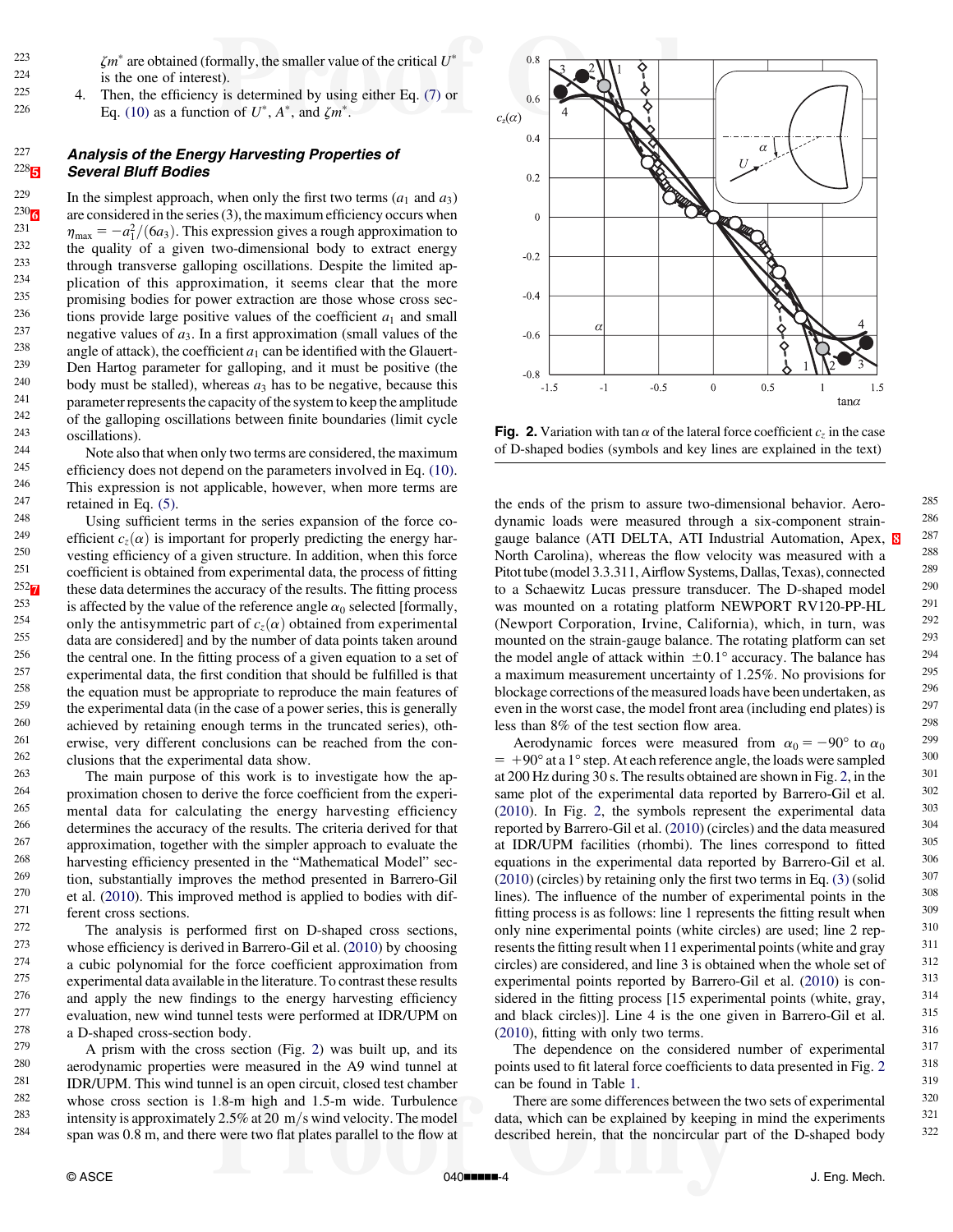$\zeta m^*$ are obtained (formally, the smaller value of the critical $U^*$ is the one of interest).

4. Then, the efficiency is determined by using either Eq. (7) or Eq. (10) as a function of $U^*$, $A^*$, and $\zeta m^*$.

### Analysis of the Energy Harvesting Properties of Several Bluff Bodies

In the simplest approach, when only the first two terms ($a_1$ and $a_3$) are considered in the series (3), the maximum efficiency occurs when $\eta_{\max} = -a_1^2/(6a_3)$. This expression gives a rough approximation to the quality of a given two-dimensional body to extract energy through transverse galloping oscillations. Despite the limited application of this approximation, it seems clear that the more promising bodies for power extraction are those whose cross sections provide large positive values of the coefficient $a_1$ and small negative values of $a_3$. In a first approximation (small values of the angle of attack), the coefficient $a_1$ can be identified with the Glauert-Den Hartog parameter for galloping, and it must be positive (the body must be stalled), whereas $a_3$ has to be negative, because this parameter represents the capacity of the system to keep the amplitude of the galloping oscillations between finite boundaries (limit cycle oscillations).

Note also that when only two terms are considered, the maximum efficiency does not depend on the parameters involved in Eq. (10). This expression is not applicable, however, when more terms are retained in Eq. (5).

Using sufficient terms in the series expansion of the force coefficient $c_z(\alpha)$ is important for properly predicting the energy harvesting efficiency of a given structure. In addition, when this force coefficient is obtained from experimental data, the process of fitting these data determines the accuracy of the results. The fitting process is affected by the value of the reference angle $\alpha_0$ selected [formally, only the antisymmetric part of $c_z(\alpha)$ obtained from experimental data are considered] and by the number of data points taken around the central one. In the fitting process of a given equation to a set of experimental data, the first condition that should be fulfilled is that the equation must be appropriate to reproduce the main features of the experimental data (in the case of a power series, this is generally achieved by retaining enough terms in the truncated series), otherwise, very different conclusions can be reached from the conclusions that the experimental data show.

The main purpose of this work is to investigate how the approximation chosen to derive the force coefficient from the experimental data for calculating the energy harvesting efficiency determines the accuracy of the results. The criteria derived for that approximation, together with the simpler approach to evaluate the harvesting efficiency presented in the "Mathematical Model" section, substantially improves the method presented in Barrero-Gil et al. (2010). This improved method is applied to bodies with different cross sections.

The analysis is performed first on D-shaped cross sections, whose efficiency is derived in Barrero-Gil et al. (2010) by choosing a cubic polynomial for the force coefficient approximation from experimental data available in the literature. To contrast these results and apply the new findings to the energy harvesting efficiency evaluation, new wind tunnel tests were performed at IDR/UPM on a D-shaped cross-section body.

A prism with the cross section (Fig. 2) was built up, and its aerodynamic properties were measured in the A9 wind tunnel at IDR/UPM. This wind tunnel is an open circuit, closed test chamber whose cross section is 1.8-m high and 1.5-m wide. Turbulence intensity is approximately 2.5% at 20 m/s wind velocity. The model span was 0.8 m, and there were two flat plates parallel to the flow at the ends of the prism to assure two-dimensional behavior. Aerodynamic loads were measured through a six-component strain-gauge balance (ATI DELTA, ATI Industrial Automation, Apex, North Carolina), whereas the flow velocity was measured with a Pitot tube (model 3.3.311, Airflow Systems, Dallas, Texas), connected to a Schaewitz Lucas pressure transducer. The D-shaped model was mounted on a rotating platform NEWPORT RV120-PP-HL (Newport Corporation, Irvine, California), which, in turn, was mounted on the strain-gauge balance. The rotating platform can set the model angle of attack within $\pm 0.1°$ accuracy. The balance has a maximum measurement uncertainty of 1.25%. No provisions for blockage corrections of the measured loads have been undertaken, as even in the worst case, the model front area (including end plates) is less than 8% of the test section flow area.

Fig. 2. Variation with $\tan\alpha$ of the lateral force coefficient $c_z$ in the case of D-shaped bodies (symbols and key lines are explained in the text)

Aerodynamic forces were measured from $\alpha_0 = -90°$ to $\alpha_0 = +90°$ at a 1° step. At each reference angle, the loads were sampled at 200 Hz during 30 s. The results obtained are shown in Fig. 2, in the same plot of the experimental data reported by Barrero-Gil et al. (2010). In Fig. 2, the symbols represent the experimental data reported by Barrero-Gil et al. (2010) (circles) and the data measured at IDR/UPM facilities (rhombi). The lines correspond to fitted equations in the experimental data reported by Barrero-Gil et al. (2010) (circles) by retaining only the first two terms in Eq. (3) (solid lines). The influence of the number of experimental points in the fitting process is as follows: line 1 represents the fitting result when only nine experimental points (white circles) are used; line 2 represents the fitting result when 11 experimental points (white and gray circles) are considered, and line 3 is obtained when the whole set of experimental points reported by Barrero-Gil et al. (2010) is considered in the fitting process [15 experimental points (white, gray, and black circles)]. Line 4 is the one given in Barrero-Gil et al. (2010), fitting with only two terms.

The dependence on the considered number of experimental points used to fit lateral force coefficients to data presented in Fig. 2 can be found in Table 1.

There are some differences between the two sets of experimental data, which can be explained by keeping in mind the experiments described herein, that the noncircular part of the D-shaped body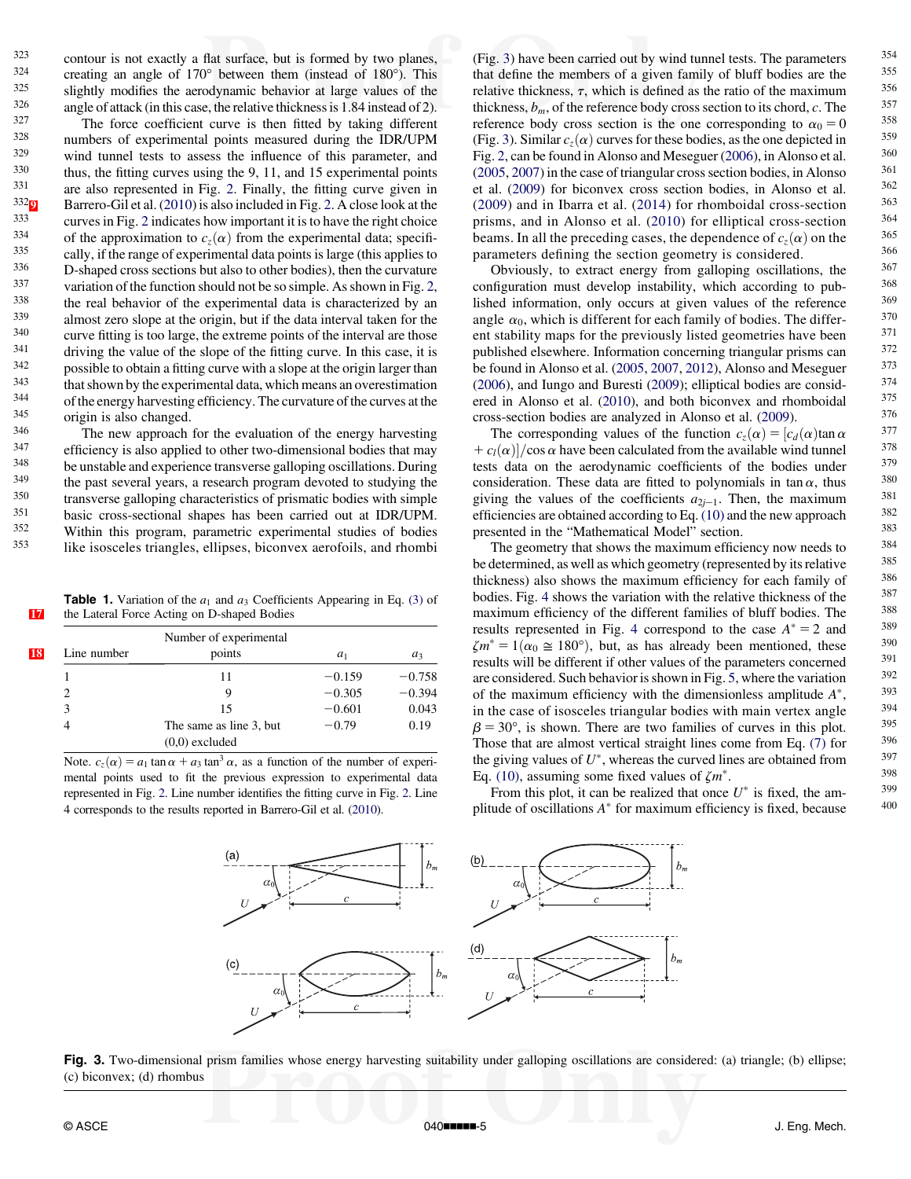contour is not exactly a flat surface, but is formed by two planes, creating an angle of 170° between them (instead of 180°). This slightly modifies the aerodynamic behavior at large values of the angle of attack (in this case, the relative thickness is 1.84 instead of 2).

The force coefficient curve is then fitted by taking different numbers of experimental points measured during the IDR/UPM wind tunnel tests to assess the influence of this parameter, and thus, the fitting curves using the 9, 11, and 15 experimental points are also represented in Fig. 2. Finally, the fitting curve given in Barrero-Gil et al. (2010) is also included in Fig. 2. A close look at the curves in Fig. 2 indicates how important it is to have the right choice of the approximation to $c_z(\alpha)$ from the experimental data; specifically, if the range of experimental data points is large (this applies to D-shaped cross sections but also to other bodies), then the curvature variation of the function should not be so simple. As shown in Fig. 2, the real behavior of the experimental data is characterized by an almost zero slope at the origin, but if the data interval taken for the curve fitting is too large, the extreme points of the interval are those driving the value of the slope of the fitting curve. In this case, it is possible to obtain a fitting curve with a slope at the origin larger than that shown by the experimental data, which means an overestimation of the energy harvesting efficiency. The curvature of the curves at the origin is also changed.

The new approach for the evaluation of the energy harvesting efficiency is also applied to other two-dimensional bodies that may be unstable and experience transverse galloping oscillations. During the past several years, a research program devoted to studying the transverse galloping characteristics of prismatic bodies with simple basic cross-sectional shapes has been carried out at IDR/UPM. Within this program, parametric experimental studies of bodies like isosceles triangles, ellipses, biconvex aerofoils, and rhombi (Fig. 3) have been carried out by wind tunnel tests. The parameters that define the members of a given family of bluff bodies are the relative thickness, $\tau$, which is defined as the ratio of the maximum thickness, $b_m$, of the reference body cross section to its chord, $c$. The reference body cross section is the one corresponding to $\alpha_0 = 0$ (Fig. 3). Similar $c_z(\alpha)$ curves for these bodies, as the one depicted in Fig. 2, can be found in Alonso and Meseguer (2006), in Alonso et al. (2005, 2007) in the case of triangular cross section bodies, in Alonso et al. (2009) for biconvex cross section bodies, in Alonso et al. (2009) and in Ibarra et al. (2014) for rhomboidal cross-section prisms, and in Alonso et al. (2010) for elliptical cross-section beams. In all the preceding cases, the dependence of $c_z(\alpha)$ on the parameters defining the section geometry is considered.

Obviously, to extract energy from galloping oscillations, the configuration must develop instability, which according to published information, only occurs at given values of the reference angle $\alpha_0$, which is different for each family of bodies. The different stability maps for the previously listed geometries have been published elsewhere. Information concerning triangular prisms can be found in Alonso et al. (2005, 2007, 2012), Alonso and Meseguer (2006), and Iungo and Buresti (2009); elliptical bodies are considered in Alonso et al. (2010), and both biconvex and rhomboidal cross-section bodies are analyzed in Alonso et al. (2009).

The corresponding values of the function $c_z(\alpha) = [c_d(\alpha)\tan\alpha + c_l(\alpha)]/\cos\alpha$ have been calculated from the available wind tunnel tests data on the aerodynamic coefficients of the bodies under consideration. These data are fitted to polynomials in $\tan\alpha$, thus giving the values of the coefficients $a_{2j-1}$. Then, the maximum efficiencies are obtained according to Eq. (10) and the new approach presented in the "Mathematical Model" section.

The geometry that shows the maximum efficiency now needs to be determined, as well as which geometry (represented by its relative thickness) also shows the maximum efficiency for each family of bodies. Fig. 4 shows the variation with the relative thickness of the maximum efficiency of the different families of bluff bodies. The results represented in Fig. 4 correspond to the case $A^* = 2$ and $\zeta m^* = 1(\alpha_0 \cong 180°)$, but, as has already been mentioned, these results will be different if other values of the parameters concerned are considered. Such behavior is shown in Fig. 5, where the variation of the maximum efficiency with the dimensionless amplitude $A^*$, in the case of isosceles triangular bodies with main vertex angle $\beta = 30°$, is shown. There are two families of curves in this plot. Those that are almost vertical straight lines come from Eq. (7) for the giving values of $U^*$, whereas the curved lines are obtained from Eq. (10), assuming some fixed values of $\zeta m^*$.

From this plot, it can be realized that once $U^*$ is fixed, the amplitude of oscillations $A^*$ for maximum efficiency is fixed, because

**Table 1.** Variation of the $a_1$ and $a_3$ Coefficients Appearing in Eq. (3) of the Lateral Force Acting on D-shaped Bodies

| Line number | Number of experimental points | $a_1$ | $a_3$ |
|---|---|---|---|
| 1 | 11 | −0.159 | −0.758 |
| 2 | 9 | −0.305 | −0.394 |
| 3 | 15 | −0.601 | 0.043 |
| 4 | The same as line 3, but (0,0) excluded | −0.79 | 0.19 |

Note. $c_z(\alpha) = a_1 \tan\alpha + a_3 \tan^3\alpha$, as a function of the number of experimental points used to fit the previous expression to experimental data represented in Fig. 2. Line number identifies the fitting curve in Fig. 2. Line 4 corresponds to the results reported in Barrero-Gil et al. (2010).

**Fig. 3.** Two-dimensional prism families whose energy harvesting suitability under galloping oscillations are considered: (a) triangle; (b) ellipse; (c) biconvex; (d) rhombus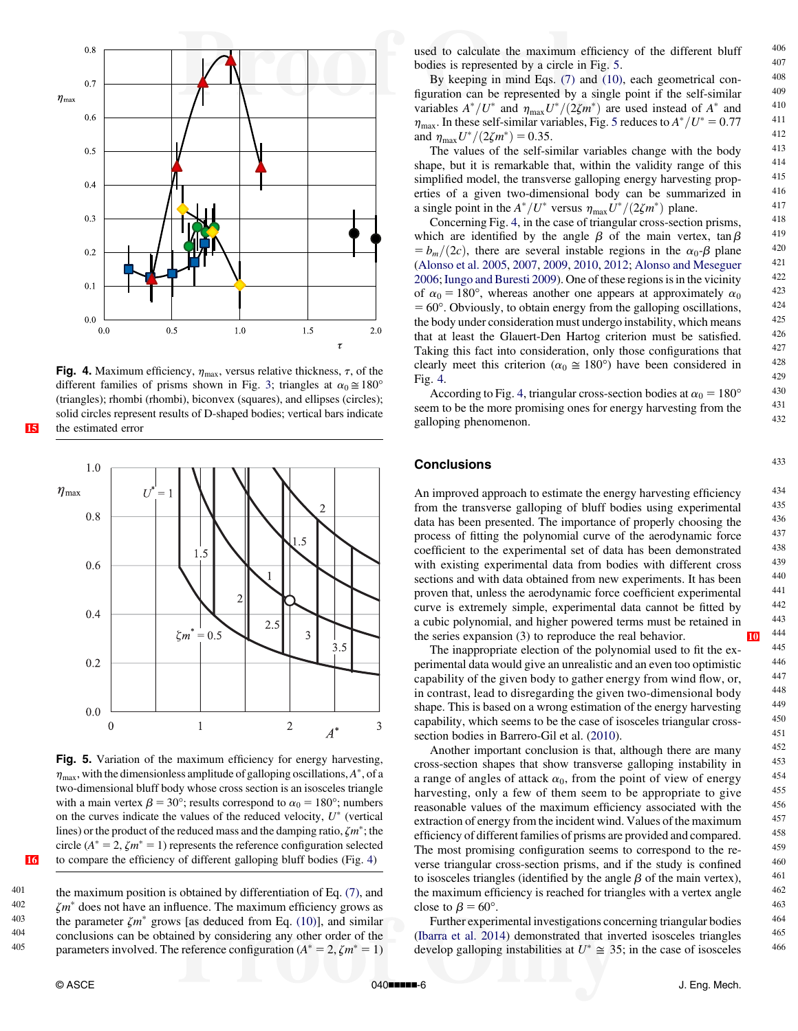**Fig. 4.** Maximum efficiency, $\eta_{max}$, versus relative thickness, $\tau$, of the different families of prisms shown in Fig. 3; triangles at $\alpha_0 \cong 180°$ (triangles); rhombi (rhombi), biconvex (squares), and ellipses (circles); solid circles represent results of D-shaped bodies; vertical bars indicate the estimated error

**Fig. 5.** Variation of the maximum efficiency for energy harvesting, $\eta_{max}$, with the dimensionless amplitude of galloping oscillations, $A^*$, of a two-dimensional bluff body whose cross section is an isosceles triangle with a main vertex $\beta = 30°$; results correspond to $\alpha_0 = 180°$; numbers on the curves indicate the values of the reduced velocity, $U^*$ (vertical lines) or the product of the reduced mass and the damping ratio, $\zeta m^*$; the circle ($A^* = 2, \zeta m^* = 1$) represents the reference configuration selected to compare the efficiency of different galloping bluff bodies (Fig. 4)

the maximum position is obtained by differentiation of Eq. (7), and $\zeta m^*$ does not have an influence. The maximum efficiency grows as the parameter $\zeta m^*$ grows [as deduced from Eq. (10)], and similar conclusions can be obtained by considering any other order of the parameters involved. The reference configuration ($A^* = 2, \zeta m^* = 1$) used to calculate the maximum efficiency of the different bluff bodies is represented by a circle in Fig. 5.

By keeping in mind Eqs. (7) and (10), each geometrical configuration can be represented by a single point if the self-similar variables $A^*/U^*$ and $\eta_{max}U^*/(2\zeta m^*)$ are used instead of $A^*$ and $\eta_{max}$. In these self-similar variables, Fig. 5 reduces to $A^*/U^* = 0.77$ and $\eta_{max}U^*/(2\zeta m^*) = 0.35$.

The values of the self-similar variables change with the body shape, but it is remarkable that, within the validity range of this simplified model, the transverse galloping energy harvesting properties of a given two-dimensional body can be summarized in a single point in the $A^*/U^*$ versus $\eta_{max}U^*/(2\zeta m^*)$ plane.

Concerning Fig. 4, in the case of triangular cross-section prisms, which are identified by the angle $\beta$ of the main vertex, $\tan\beta = b_m/(2c)$, there are several instable regions in the $\alpha_0$-$\beta$ plane (Alonso et al. 2005, 2007, 2009, 2010, 2012; Alonso and Meseguer 2006; Iungo and Buresti 2009). One of these regions is in the vicinity of $\alpha_0 = 180°$, whereas another one appears at approximately $\alpha_0 = 60°$. Obviously, to obtain energy from the galloping oscillations, the body under consideration must undergo instability, which means that at least the Glauert-Den Hartog criterion must be satisfied. Taking this fact into consideration, only those configurations that clearly meet this criterion ($\alpha_0 \cong 180°$) have been considered in Fig. 4.

According to Fig. 4, triangular cross-section bodies at $\alpha_0 = 180°$ seem to be the more promising ones for energy harvesting from the galloping phenomenon.

## Conclusions

An improved approach to estimate the energy harvesting efficiency from the transverse galloping of bluff bodies using experimental data has been presented. The importance of properly choosing the process of fitting the polynomial curve of the aerodynamic force coefficient to the experimental set of data has been demonstrated with existing experimental data from bodies with different cross sections and with data obtained from new experiments. It has been proven that, unless the aerodynamic force coefficient experimental curve is extremely simple, experimental data cannot be fitted by a cubic polynomial, and higher powered terms must be retained in the series expansion (3) to reproduce the real behavior.

The inappropriate election of the polynomial used to fit the experimental data would give an unrealistic and an even too optimistic capability of the given body to gather energy from wind flow, or, in contrast, lead to disregarding the given two-dimensional body shape. This is based on a wrong estimation of the energy harvesting capability, which seems to be the case of isosceles triangular cross-section bodies in Barrero-Gil et al. (2010).

Another important conclusion is that, although there are many cross-section shapes that show transverse galloping instability in a range of angles of attack $\alpha_0$, from the point of view of energy harvesting, only a few of them seem to be appropriate to give reasonable values of the maximum efficiency associated with the extraction of energy from the incident wind. Values of the maximum efficiency of different families of prisms are provided and compared. The most promising configuration seems to correspond to the reverse triangular cross-section prisms, and if the study is confined to isosceles triangles (identified by the angle $\beta$ of the main vertex), the maximum efficiency is reached for triangles with a vertex angle close to $\beta = 60°$.

Further experimental investigations concerning triangular bodies (Ibarra et al. 2014) demonstrated that inverted isosceles triangles develop galloping instabilities at $U^* \cong 35$; in the case of isosceles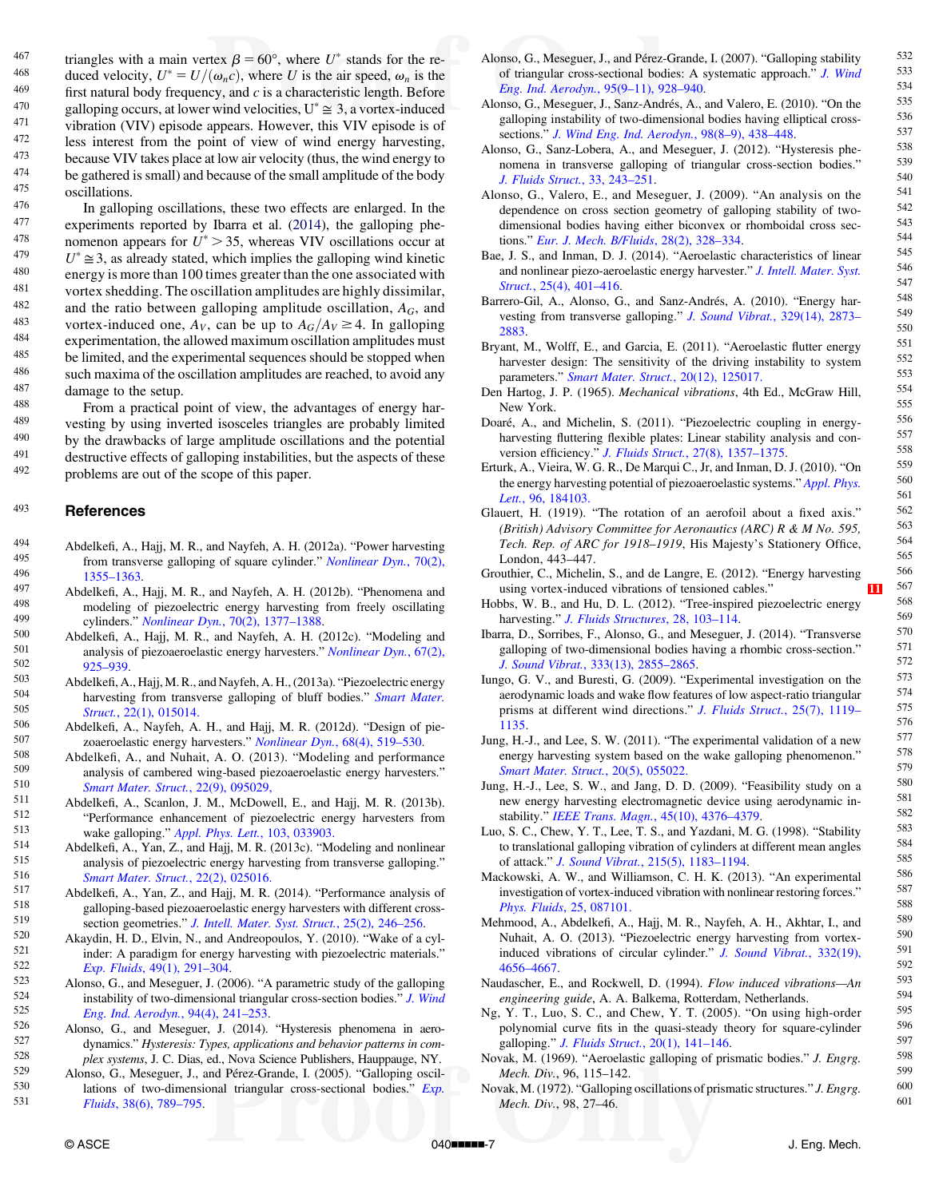triangles with a main vertex $\beta = 60°$, where $U^*$ stands for the reduced velocity, $U^* = U/(\omega_n c)$, where $U$ is the air speed, $\omega_n$ is the first natural body frequency, and $c$ is a characteristic length. Before galloping occurs, at lower wind velocities, $U^* \cong 3$, a vortex-induced vibration (VIV) episode appears. However, this VIV episode is of less interest from the point of view of wind energy harvesting, because VIV takes place at low air velocity (thus, the wind energy to be gathered is small) and because of the small amplitude of the body oscillations.

In galloping oscillations, these two effects are enlarged. In the experiments reported by Ibarra et al. (2014), the galloping phenomenon appears for $U^* > 35$, whereas VIV oscillations occur at $U^* \cong 3$, as already stated, which implies the galloping wind kinetic energy is more than 100 times greater than the one associated with vortex shedding. The oscillation amplitudes are highly dissimilar, and the ratio between galloping amplitude oscillation, $A_G$, and vortex-induced one, $A_V$, can be up to $A_G/A_V \geq 4$. In galloping experimentation, the allowed maximum oscillation amplitudes must be limited, and the experimental sequences should be stopped when such maxima of the oscillation amplitudes are reached, to avoid any damage to the setup.

From a practical point of view, the advantages of energy harvesting by using inverted isosceles triangles are probably limited by the drawbacks of large amplitude oscillations and the potential destructive effects of galloping instabilities, but the aspects of these problems are out of the scope of this paper.

## References

Abdelkefi, A., Hajj, M. R., and Nayfeh, A. H. (2012a). "Power harvesting from transverse galloping of square cylinder." *Nonlinear Dyn.*, 70(2), 1355–1363.

Abdelkefi, A., Hajj, M. R., and Nayfeh, A. H. (2012b). "Phenomena and modeling of piezoelectric energy harvesting from freely oscillating cylinders." *Nonlinear Dyn.*, 70(2), 1377–1388.

Abdelkefi, A., Hajj, M. R., and Nayfeh, A. H. (2012c). "Modeling and analysis of piezoaeroelastic energy harvesters." *Nonlinear Dyn.*, 67(2), 925–939.

Abdelkefi, A., Hajj, M. R., and Nayfeh, A. H., (2013a). "Piezoelectric energy harvesting from transverse galloping of bluff bodies." *Smart Mater. Struct.*, 22(1), 015014.

Abdelkefi, A., Nayfeh, A. H., and Hajj, M. R. (2012d). "Design of piezoaeroelastic energy harvesters." *Nonlinear Dyn.*, 68(4), 519–530.

Abdelkefi, A., and Nuhait, A. O. (2013). "Modeling and performance analysis of cambered wing-based piezoaeroelastic energy harvesters." *Smart Mater. Struct.*, 22(9), 095029.

Abdelkefi, A., Scanlon, J. M., McDowell, E., and Hajj, M. R. (2013b). "Performance enhancement of piezoelectric energy harvesters from wake galloping." *Appl. Phys. Lett.*, 103, 033903.

Abdelkefi, A., Yan, Z., and Hajj, M. R. (2013c). "Modeling and nonlinear analysis of piezoelectric energy harvesting from transverse galloping." *Smart Mater. Struct.*, 22(2), 025016.

Abdelkefi, A., Yan, Z., and Hajj, M. R. (2014). "Performance analysis of galloping-based piezoaeroelastic energy harvesters with different cross-section geometries." *J. Intell. Mater. Syst. Struct.*, 25(2), 246–256.

Akaydin, H. D., Elvin, N., and Andreopoulos, Y. (2010). "Wake of a cylinder: A paradigm for energy harvesting with piezoelectric materials." *Exp. Fluids*, 49(1), 291–304.

Alonso, G., and Meseguer, J. (2006). "A parametric study of the galloping instability of two-dimensional triangular cross-section bodies." *J. Wind Eng. Ind. Aerodyn.*, 94(4), 241–253.

Alonso, G., and Meseguer, J. (2014). "Hysteresis phenomena in aerodynamics." *Hysteresis: Types, applications and behavior patterns in complex systems*, J. C. Dias, ed., Nova Science Publishers, Hauppauge, NY.

Alonso, G., Meseguer, J., and Pérez-Grande, I. (2005). "Galloping oscillations of two-dimensional triangular cross-sectional bodies." *Exp. Fluids*, 38(6), 789–795.

Alonso, G., Meseguer, J., and Pérez-Grande, I. (2007). "Galloping stability of triangular cross-sectional bodies: A systematic approach." *J. Wind Eng. Ind. Aerodyn.*, 95(9–11), 928–940.

Alonso, G., Meseguer, J., Sanz-Andrés, A., and Valero, E. (2010). "On the galloping instability of two-dimensional bodies having elliptical cross-sections." *J. Wind Eng. Ind. Aerodyn.*, 98(8–9), 438–448.

Alonso, G., Sanz-Lobera, A., and Meseguer, J. (2012). "Hysteresis phenomena in transverse galloping of triangular cross-section bodies." *J. Fluids Struct.*, 33, 243–251.

Alonso, G., Valero, E., and Meseguer, J. (2009). "An analysis on the dependence on cross section geometry of galloping stability of two-dimensional bodies having either biconvex or rhomboidal cross sections." *Eur. J. Mech. B/Fluids*, 28(2), 328–334.

Bae, J. S., and Inman, D. J. (2014). "Aeroelastic characteristics of linear and nonlinear piezo-aeroelastic energy harvester." *J. Intell. Mater. Syst. Struct.*, 25(4), 401–416.

Barrero-Gil, A., Alonso, G., and Sanz-Andrés, A. (2010). "Energy harvesting from transverse galloping." *J. Sound Vibrat.*, 329(14), 2873–2883.

Bryant, M., Wolff, E., and Garcia, E. (2011). "Aeroelastic flutter energy harvester design: The sensitivity of the driving instability to system parameters." *Smart Mater. Struct.*, 20(12), 125017.

Den Hartog, J. P. (1965). *Mechanical vibrations*, 4th Ed., McGraw Hill, New York.

Doaré, A., and Michelin, S. (2011). "Piezoelectric coupling in energy-harvesting fluttering flexible plates: Linear stability analysis and conversion efficiency." *J. Fluids Struct.*, 27(8), 1357–1375.

Erturk, A., Vieira, W. G. R., De Marqui C., Jr, and Inman, D. J. (2010). "On the energy harvesting potential of piezoaeroelastic systems." *Appl. Phys. Lett.*, 96, 184103.

Glauert, H. (1919). "The rotation of an aerofoil about a fixed axis." *(British) Advisory Committee for Aeronautics (ARC) R & M No. 595, Tech. Rep. of ARC for 1918–1919*, His Majesty's Stationery Office, London, 443–447.

Grouthier, C., Michelin, S., and de Langre, E. (2012). "Energy harvesting using vortex-induced vibrations of tensioned cables."

Hobbs, W. B., and Hu, D. L. (2012). "Tree-inspired piezoelectric energy harvesting." *J. Fluids Structures*, 28, 103–114.

Ibarra, D., Sorribes, F., Alonso, G., and Meseguer, J. (2014). "Transverse galloping of two-dimensional bodies having a rhombic cross-section." *J. Sound Vibrat.*, 333(13), 2855–2865.

Iungo, G. V., and Buresti, G. (2009). "Experimental investigation on the aerodynamic loads and wake flow features of low aspect-ratio triangular prisms at different wind directions." *J. Fluids Struct.*, 25(7), 1119–1135.

Jung, H.-J., and Lee, S. W. (2011). "The experimental validation of a new energy harvesting system based on the wake galloping phenomenon." *Smart Mater. Struct.*, 20(5), 055022.

Jung, H.-J., Lee, S. W., and Jang, D. D. (2009). "Feasibility study on a new energy harvesting electromagnetic device using aerodynamic instability." *IEEE Trans. Magn.*, 45(10), 4376–4379.

Luo, S. C., Chew, Y. T., Lee, T. S., and Yazdani, M. G. (1998). "Stability to translational galloping vibration of cylinders at different mean angles of attack." *J. Sound Vibrat.*, 215(5), 1183–1194.

Mackowski, A. W., and Williamson, C. H. K. (2013). "An experimental investigation of vortex-induced vibration with nonlinear restoring forces." *Phys. Fluids*, 25, 087101.

Mehmood, A., Abdelkefi, A., Hajj, M. R., Nayfeh, A. H., Akhtar, I., and Nuhait, A. O. (2013). "Piezoelectric energy harvesting from vortex-induced vibrations of circular cylinder." *J. Sound Vibrat.*, 332(19), 4656–4667.

Naudascher, E., and Rockwell, D. (1994). *Flow induced vibrations—An engineering guide*, A. A. Balkema, Rotterdam, Netherlands.

Ng, Y. T., Luo, S. C., and Chew, Y. T. (2005). "On using high-order polynomial curve fits in the quasi-steady theory for square-cylinder galloping." *J. Fluids Struct.*, 20(1), 141–146.

Novak, M. (1969). "Aeroelastic galloping of prismatic bodies." *J. Engrg. Mech. Div.*, 96, 115–142.

Novak, M. (1972). "Galloping oscillations of prismatic structures." *J. Engrg. Mech. Div.*, 98, 27–46.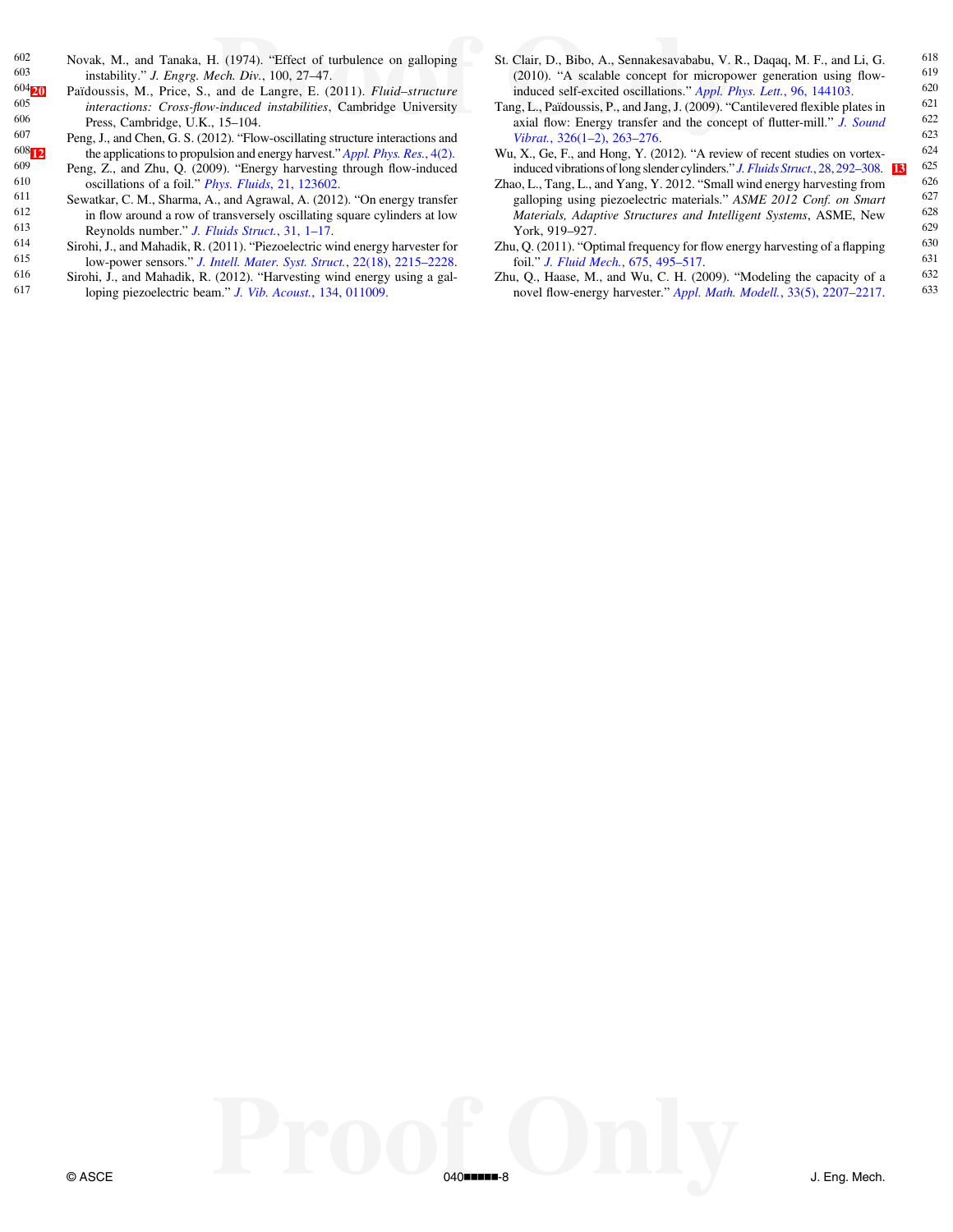Novak, M., and Tanaka, H. (1974). "Effect of turbulence on galloping instability." *J. Engrg. Mech. Div.*, 100, 27–47.

Païdoussis, M., Price, S., and de Langre, E. (2011). *Fluid–structure interactions: Cross-flow-induced instabilities*, Cambridge University Press, Cambridge, U.K., 15–104.

Peng, J., and Chen, G. S. (2012). "Flow-oscillating structure interactions and the applications to propulsion and energy harvest." *Appl. Phys. Res.*, 4(2).

Peng, Z., and Zhu, Q. (2009). "Energy harvesting through flow-induced oscillations of a foil." *Phys. Fluids*, 21, 123602.

Sewatkar, C. M., Sharma, A., and Agrawal, A. (2012). "On energy transfer in flow around a row of transversely oscillating square cylinders at low Reynolds number." *J. Fluids Struct.*, 31, 1–17.

Sirohi, J., and Mahadik, R. (2011). "Piezoelectric wind energy harvester for low-power sensors." *J. Intell. Mater. Syst. Struct.*, 22(18), 2215–2228.

Sirohi, J., and Mahadik, R. (2012). "Harvesting wind energy using a galloping piezoelectric beam." *J. Vib. Acoust.*, 134, 011009.

St. Clair, D., Bibo, A., Sennakesavababu, V. R., Daqaq, M. F., and Li, G. (2010). "A scalable concept for micropower generation using flow-induced self-excited oscillations." *Appl. Phys. Lett.*, 96, 144103.

Tang, L., Païdoussis, P., and Jang, J. (2009). "Cantilevered flexible plates in axial flow: Energy transfer and the concept of flutter-mill." *J. Sound Vibrat.*, 326(1–2), 263–276.

Wu, X., Ge, F., and Hong, Y. (2012). "A review of recent studies on vortex-induced vibrations of long slender cylinders." *J. Fluids Struct.*, 28, 292–308.

Zhao, L., Tang, L., and Yang, Y. 2012. "Small wind energy harvesting from galloping using piezoelectric materials." *ASME 2012 Conf. on Smart Materials, Adaptive Structures and Intelligent Systems*, ASME, New York, 919–927.

Zhu, Q. (2011). "Optimal frequency for flow energy harvesting of a flapping foil." *J. Fluid Mech.*, 675, 495–517.

Zhu, Q., Haase, M., and Wu, C. H. (2009). "Modeling the capacity of a novel flow-energy harvester." *Appl. Math. Modell.*, 33(5), 2207–2217.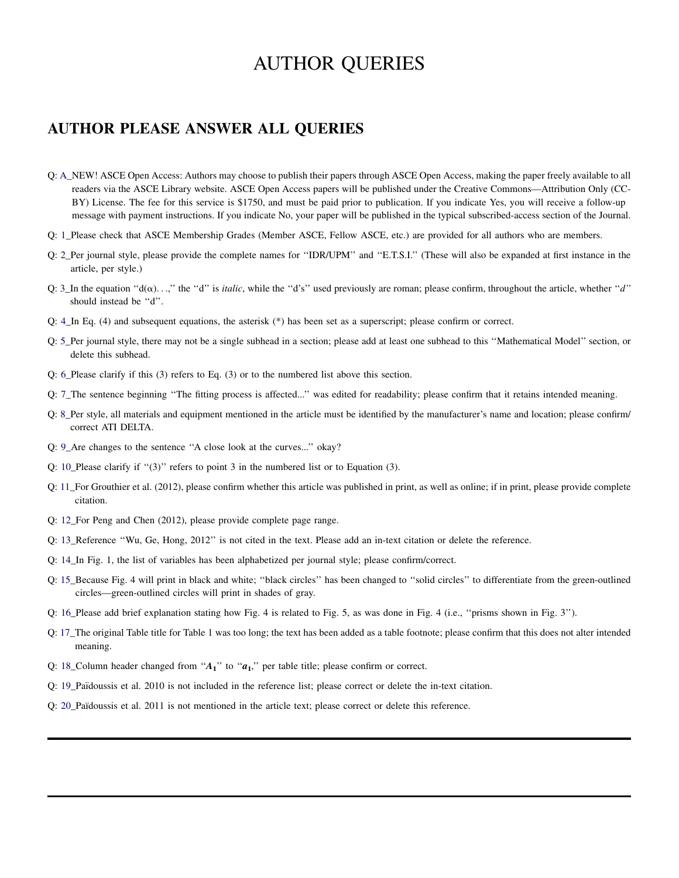# AUTHOR QUERIES

## AUTHOR PLEASE ANSWER ALL QUERIES

Q: A_NEW! ASCE Open Access: Authors may choose to publish their papers through ASCE Open Access, making the paper freely available to all readers via the ASCE Library website. ASCE Open Access papers will be published under the Creative Commons—Attribution Only (CC-BY) License. The fee for this service is $1750, and must be paid prior to publication. If you indicate Yes, you will receive a follow-up message with payment instructions. If you indicate No, your paper will be published in the typical subscribed-access section of the Journal.

Q: 1_Please check that ASCE Membership Grades (Member ASCE, Fellow ASCE, etc.) are provided for all authors who are members.

Q: 2_Per journal style, please provide the complete names for "IDR/UPM" and "E.T.S.I." (These will also be expanded at first instance in the article, per style.)

Q: 3_In the equation "d(α). . .," the "d" is *italic*, while the "d's" used previously are roman; please confirm, throughout the article, whether "*d*" should instead be "d".

Q: 4_In Eq. (4) and subsequent equations, the asterisk (*) has been set as a superscript; please confirm or correct.

Q: 5_Per journal style, there may not be a single subhead in a section; please add at least one subhead to this "Mathematical Model" section, or delete this subhead.

Q: 6_Please clarify if this (3) refers to Eq. (3) or to the numbered list above this section.

Q: 7_The sentence beginning "The fitting process is affected..." was edited for readability; please confirm that it retains intended meaning.

Q: 8_Per style, all materials and equipment mentioned in the article must be identified by the manufacturer's name and location; please confirm/correct ATI DELTA.

Q: 9_Are changes to the sentence "A close look at the curves..." okay?

Q: 10_Please clarify if "(3)" refers to point 3 in the numbered list or to Equation (3).

Q: 11_For Grouthier et al. (2012), please confirm whether this article was published in print, as well as online; if in print, please provide complete citation.

Q: 12_For Peng and Chen (2012), please provide complete page range.

Q: 13_Reference "Wu, Ge, Hong, 2012" is not cited in the text. Please add an in-text citation or delete the reference.

Q: 14_In Fig. 1, the list of variables has been alphabetized per journal style; please confirm/correct.

Q: 15_Because Fig. 4 will print in black and white; "black circles" has been changed to "solid circles" to differentiate from the green-outlined circles—green-outlined circles will print in shades of gray.

Q: 16_Please add brief explanation stating how Fig. 4 is related to Fig. 5, as was done in Fig. 4 (i.e., "prisms shown in Fig. 3").

Q: 17_The original Table title for Table 1 was too long; the text has been added as a table footnote; please confirm that this does not alter intended meaning.

Q: 18_Column header changed from "$A_1$" to "$a_1$," per table title; please confirm or correct.

Q: 19_Païdoussis et al. 2010 is not included in the reference list; please correct or delete the in-text citation.

Q: 20_Païdoussis et al. 2011 is not mentioned in the article text; please correct or delete this reference.